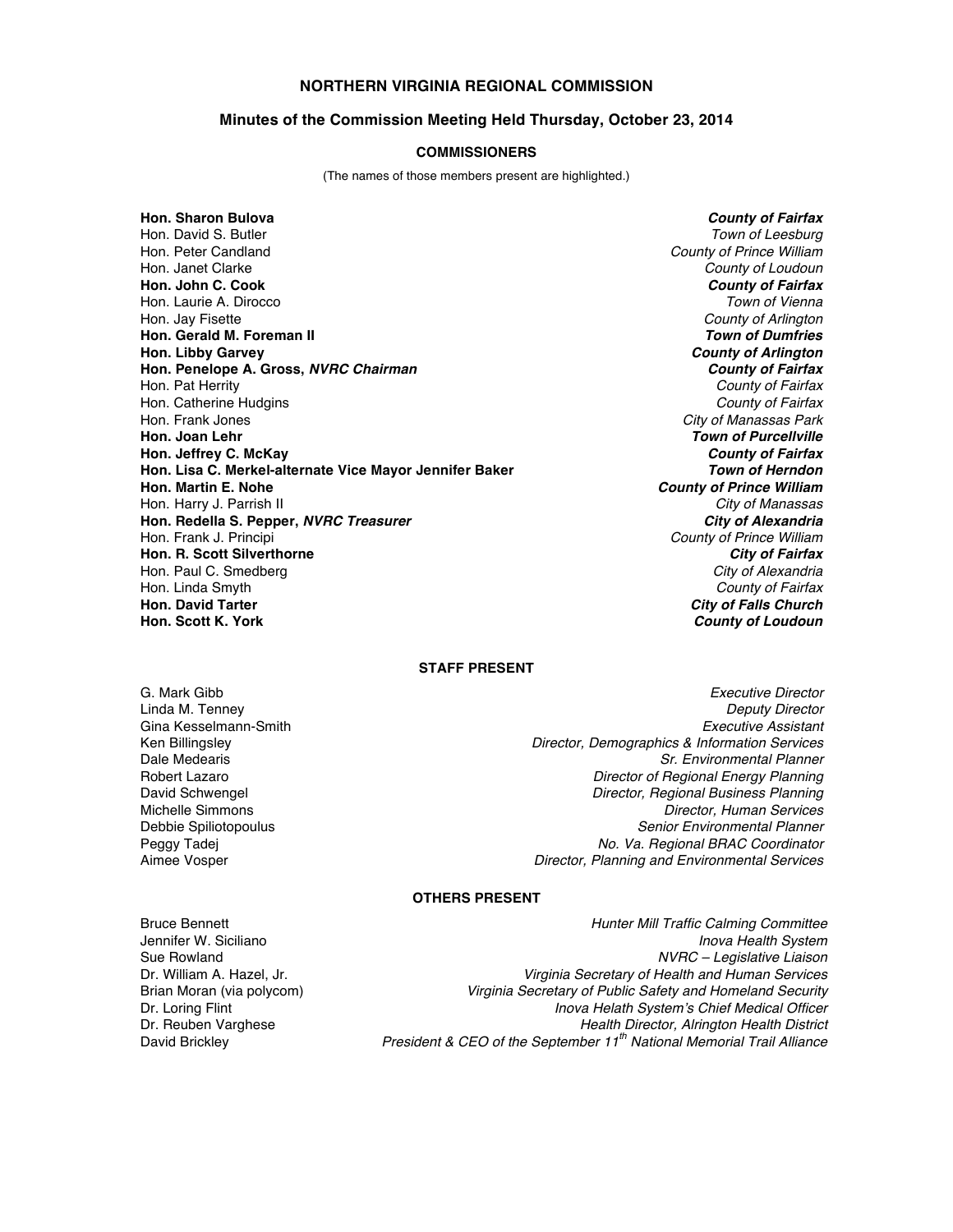# NORTHERN VIRGINIA REGIONAL COMMISSION

## Minutes of the Commission Meeting Held Thursday, October 23, 2014

### COMMISSIONERS

(The names of those members present are highlighted.)

| | |
|---|---|
| **Hon. Sharon Bulova** | ***County of Fairfax*** |
| Hon. David S. Butler | *Town of Leesburg* |
| Hon. Peter Candland | *County of Prince William* |
| Hon. Janet Clarke | *County of Loudoun* |
| **Hon. John C. Cook** | ***County of Fairfax*** |
| Hon. Laurie A. Dirocco | *Town of Vienna* |
| Hon. Jay Fisette | *County of Arlington* |
| **Hon. Gerald M. Foreman II** | ***Town of Dumfries*** |
| **Hon. Libby Garvey** | ***County of Arlington*** |
| **Hon. Penelope A. Gross, *NVRC Chairman*** | ***County of Fairfax*** |
| Hon. Pat Herrity | *County of Fairfax* |
| Hon. Catherine Hudgins | *County of Fairfax* |
| Hon. Frank Jones | *City of Manassas Park* |
| **Hon. Joan Lehr** | ***Town of Purcellville*** |
| **Hon. Jeffrey C. McKay** | ***County of Fairfax*** |
| **Hon. Lisa C. Merkel-alternate Vice Mayor Jennifer Baker** | ***Town of Herndon*** |
| **Hon. Martin E. Nohe** | ***County of Prince William*** |
| Hon. Harry J. Parrish II | *City of Manassas* |
| **Hon. Redella S. Pepper, *NVRC Treasurer*** | ***City of Alexandria*** |
| Hon. Frank J. Principi | *County of Prince William* |
| **Hon. R. Scott Silverthorne** | ***City of Fairfax*** |
| Hon. Paul C. Smedberg | *City of Alexandria* |
| Hon. Linda Smyth | *County of Fairfax* |
| **Hon. David Tarter** | ***City of Falls Church*** |
| **Hon. Scott K. York** | ***County of Loudoun*** |

### STAFF PRESENT

| | |
|---|---|
| G. Mark Gibb | *Executive Director* |
| Linda M. Tenney | *Deputy Director* |
| Gina Kesselmann-Smith | *Executive Assistant* |
| Ken Billingsley | *Director, Demographics & Information Services* |
| Dale Medearis | *Sr. Environmental Planner* |
| Robert Lazaro | *Director of Regional Energy Planning* |
| David Schwengel | *Director, Regional Business Planning* |
| Michelle Simmons | *Director, Human Services* |
| Debbie Spiliotopoulus | *Senior Environmental Planner* |
| Peggy Tadej | *No. Va. Regional BRAC Coordinator* |
| Aimee Vosper | *Director, Planning and Environmental Services* |

### OTHERS PRESENT

| | |
|---|---|
| Bruce Bennett | *Hunter Mill Traffic Calming Committee* |
| Jennifer W. Siciliano | *Inova Health System* |
| Sue Rowland | *NVRC – Legislative Liaison* |
| Dr. William A. Hazel, Jr. | *Virginia Secretary of Health and Human Services* |
| Brian Moran (via polycom) | *Virginia Secretary of Public Safety and Homeland Security* |
| Dr. Loring Flint | *Inova Helath System's Chief Medical Officer* |
| Dr. Reuben Varghese | *Health Director, Alrington Health District* |
| David Brickley | *President & CEO of the September 11th National Memorial Trail Alliance* |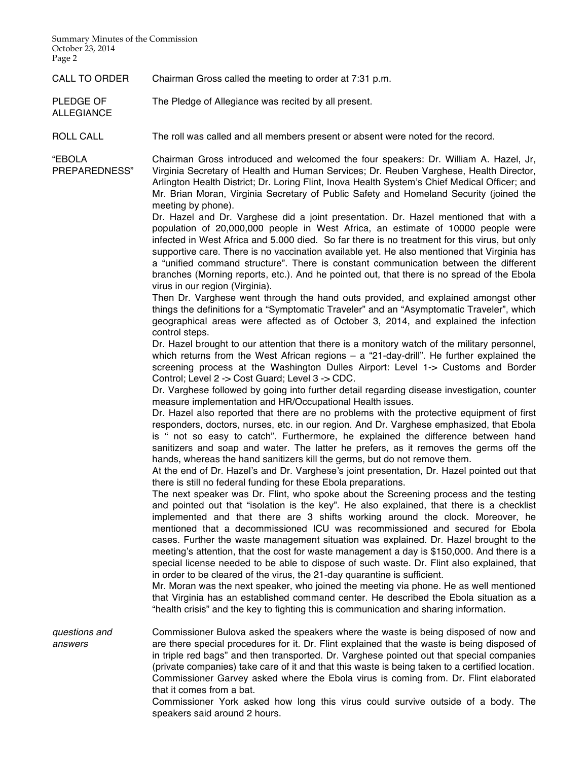**CALL TO ORDER** Chairman Gross called the meeting to order at 7:31 p.m.

**PLEDGE OF ALLEGIANCE** The Pledge of Allegiance was recited by all present.

**ROLL CALL** The roll was called and all members present or absent were noted for the record.

**"EBOLA PREPAREDNESS"**

Chairman Gross introduced and welcomed the four speakers: Dr. William A. Hazel, Jr, Virginia Secretary of Health and Human Services; Dr. Reuben Varghese, Health Director, Arlington Health District; Dr. Loring Flint, Inova Health System's Chief Medical Officer; and Mr. Brian Moran, Virginia Secretary of Public Safety and Homeland Security (joined the meeting by phone).

Dr. Hazel and Dr. Varghese did a joint presentation. Dr. Hazel mentioned that with a population of 20,000,000 people in West Africa, an estimate of 10000 people were infected in West Africa and 5.000 died. So far there is no treatment for this virus, but only supportive care. There is no vaccination available yet. He also mentioned that Virginia has a "unified command structure". There is constant communication between the different branches (Morning reports, etc.). And he pointed out, that there is no spread of the Ebola virus in our region (Virginia).

Then Dr. Varghese went through the hand outs provided, and explained amongst other things the definitions for a "Symptomatic Traveler" and an "Asymptomatic Traveler", which geographical areas were affected as of October 3, 2014, and explained the infection control steps.

Dr. Hazel brought to our attention that there is a monitory watch of the military personnel, which returns from the West African regions – a "21-day-drill". He further explained the screening process at the Washington Dulles Airport: Level 1-> Customs and Border Control; Level 2 -> Cost Guard; Level 3 -> CDC.

Dr. Varghese followed by going into further detail regarding disease investigation, counter measure implementation and HR/Occupational Health issues.

Dr. Hazel also reported that there are no problems with the protective equipment of first responders, doctors, nurses, etc. in our region. And Dr. Varghese emphasized, that Ebola is " not so easy to catch". Furthermore, he explained the difference between hand sanitizers and soap and water. The latter he prefers, as it removes the germs off the hands, whereas the hand sanitizers kill the germs, but do not remove them.

At the end of Dr. Hazel's and Dr. Varghese's joint presentation, Dr. Hazel pointed out that there is still no federal funding for these Ebola preparations.

The next speaker was Dr. Flint, who spoke about the Screening process and the testing and pointed out that "isolation is the key". He also explained, that there is a checklist implemented and that there are 3 shifts working around the clock. Moreover, he mentioned that a decommissioned ICU was recommissioned and secured for Ebola cases. Further the waste management situation was explained. Dr. Hazel brought to the meeting's attention, that the cost for waste management a day is $150,000. And there is a special license needed to be able to dispose of such waste. Dr. Flint also explained, that in order to be cleared of the virus, the 21-day quarantine is sufficient.

Mr. Moran was the next speaker, who joined the meeting via phone. He as well mentioned that Virginia has an established command center. He described the Ebola situation as a "health crisis" and the key to fighting this is communication and sharing information.

*questions and answers*

Commissioner Bulova asked the speakers where the waste is being disposed of now and are there special procedures for it. Dr. Flint explained that the waste is being disposed of in triple red bags" and then transported. Dr. Varghese pointed out that special companies (private companies) take care of it and that this waste is being taken to a certified location.

Commissioner Garvey asked where the Ebola virus is coming from. Dr. Flint elaborated that it comes from a bat.

Commissioner York asked how long this virus could survive outside of a body. The speakers said around 2 hours.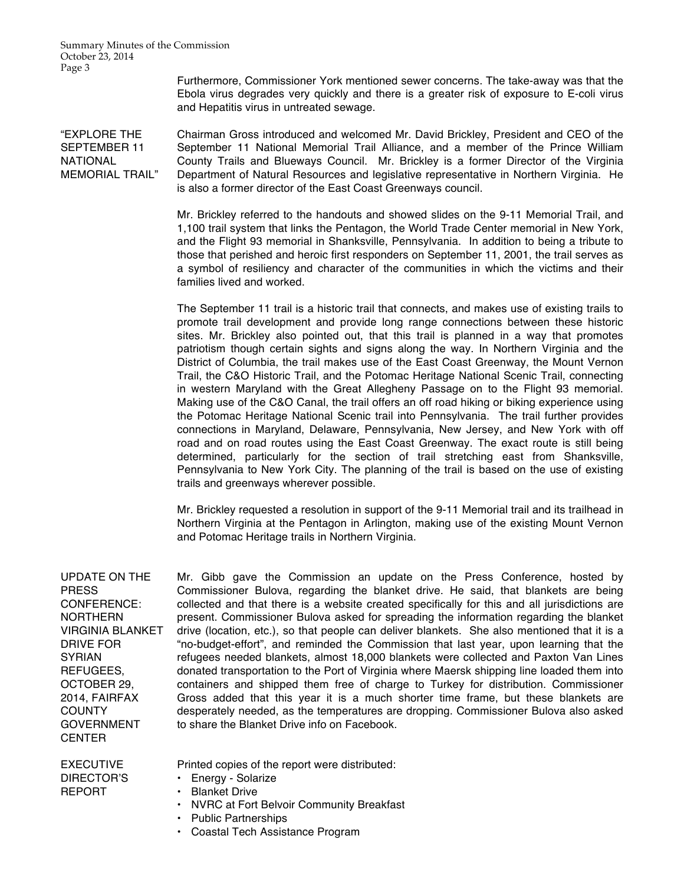Furthermore, Commissioner York mentioned sewer concerns. The take-away was that the Ebola virus degrades very quickly and there is a greater risk of exposure to E-coli virus and Hepatitis virus in untreated sewage.

**"EXPLORE THE SEPTEMBER 11 NATIONAL MEMORIAL TRAIL"**

Chairman Gross introduced and welcomed Mr. David Brickley, President and CEO of the September 11 National Memorial Trail Alliance, and a member of the Prince William County Trails and Blueways Council. Mr. Brickley is a former Director of the Virginia Department of Natural Resources and legislative representative in Northern Virginia. He is also a former director of the East Coast Greenways council.

Mr. Brickley referred to the handouts and showed slides on the 9-11 Memorial Trail, and 1,100 trail system that links the Pentagon, the World Trade Center memorial in New York, and the Flight 93 memorial in Shanksville, Pennsylvania. In addition to being a tribute to those that perished and heroic first responders on September 11, 2001, the trail serves as a symbol of resiliency and character of the communities in which the victims and their families lived and worked.

The September 11 trail is a historic trail that connects, and makes use of existing trails to promote trail development and provide long range connections between these historic sites. Mr. Brickley also pointed out, that this trail is planned in a way that promotes patriotism though certain sights and signs along the way. In Northern Virginia and the District of Columbia, the trail makes use of the East Coast Greenway, the Mount Vernon Trail, the C&O Historic Trail, and the Potomac Heritage National Scenic Trail, connecting in western Maryland with the Great Allegheny Passage on to the Flight 93 memorial. Making use of the C&O Canal, the trail offers an off road hiking or biking experience using the Potomac Heritage National Scenic trail into Pennsylvania. The trail further provides connections in Maryland, Delaware, Pennsylvania, New Jersey, and New York with off road and on road routes using the East Coast Greenway. The exact route is still being determined, particularly for the section of trail stretching east from Shanksville, Pennsylvania to New York City. The planning of the trail is based on the use of existing trails and greenways wherever possible.

Mr. Brickley requested a resolution in support of the 9-11 Memorial trail and its trailhead in Northern Virginia at the Pentagon in Arlington, making use of the existing Mount Vernon and Potomac Heritage trails in Northern Virginia.

**UPDATE ON THE PRESS CONFERENCE: NORTHERN VIRGINIA BLANKET DRIVE FOR SYRIAN REFUGEES, OCTOBER 29, 2014, FAIRFAX COUNTY GOVERNMENT CENTER**

Mr. Gibb gave the Commission an update on the Press Conference, hosted by Commissioner Bulova, regarding the blanket drive. He said, that blankets are being collected and that there is a website created specifically for this and all jurisdictions are present. Commissioner Bulova asked for spreading the information regarding the blanket drive (location, etc.), so that people can deliver blankets. She also mentioned that it is a "no-budget-effort", and reminded the Commission that last year, upon learning that the refugees needed blankets, almost 18,000 blankets were collected and Paxton Van Lines donated transportation to the Port of Virginia where Maersk shipping line loaded them into containers and shipped them free of charge to Turkey for distribution. Commissioner Gross added that this year it is a much shorter time frame, but these blankets are desperately needed, as the temperatures are dropping. Commissioner Bulova also asked to share the Blanket Drive info on Facebook.

**EXECUTIVE DIRECTOR'S REPORT**

Printed copies of the report were distributed:

- Energy - Solarize
- Blanket Drive
- NVRC at Fort Belvoir Community Breakfast
- Public Partnerships
- Coastal Tech Assistance Program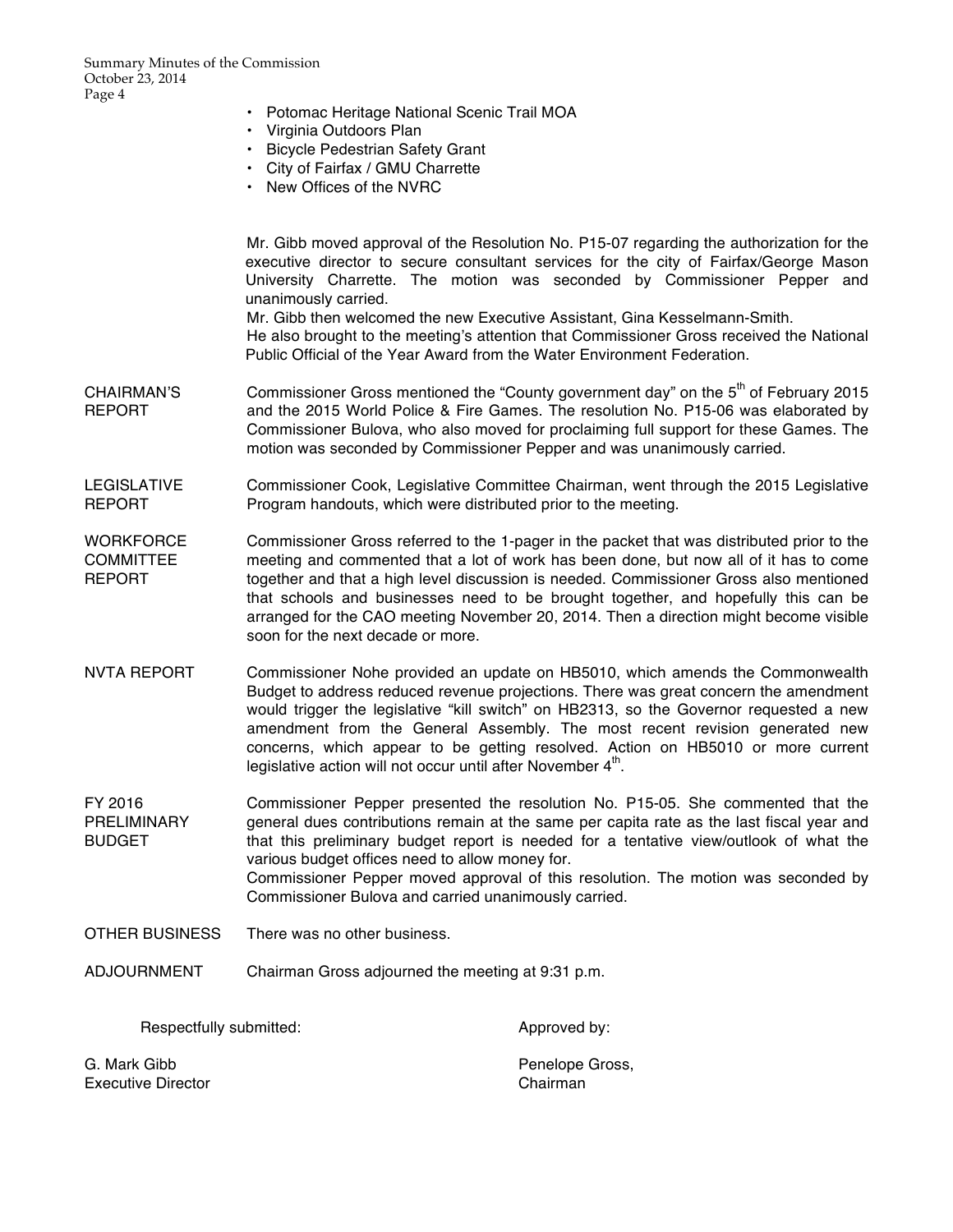- Potomac Heritage National Scenic Trail MOA
- Virginia Outdoors Plan
- Bicycle Pedestrian Safety Grant
- City of Fairfax / GMU Charrette
- New Offices of the NVRC

Mr. Gibb moved approval of the Resolution No. P15-07 regarding the authorization for the executive director to secure consultant services for the city of Fairfax/George Mason University Charrette. The motion was seconded by Commissioner Pepper and unanimously carried.
Mr. Gibb then welcomed the new Executive Assistant, Gina Kesselmann-Smith.
He also brought to the meeting's attention that Commissioner Gross received the National Public Official of the Year Award from the Water Environment Federation.

**CHAIRMAN'S REPORT**

Commissioner Gross mentioned the "County government day" on the 5th of February 2015 and the 2015 World Police & Fire Games. The resolution No. P15-06 was elaborated by Commissioner Bulova, who also moved for proclaiming full support for these Games. The motion was seconded by Commissioner Pepper and was unanimously carried.

**LEGISLATIVE REPORT**

Commissioner Cook, Legislative Committee Chairman, went through the 2015 Legislative Program handouts, which were distributed prior to the meeting.

**WORKFORCE COMMITTEE REPORT**

Commissioner Gross referred to the 1-pager in the packet that was distributed prior to the meeting and commented that a lot of work has been done, but now all of it has to come together and that a high level discussion is needed. Commissioner Gross also mentioned that schools and businesses need to be brought together, and hopefully this can be arranged for the CAO meeting November 20, 2014. Then a direction might become visible soon for the next decade or more.

**NVTA REPORT**

Commissioner Nohe provided an update on HB5010, which amends the Commonwealth Budget to address reduced revenue projections. There was great concern the amendment would trigger the legislative "kill switch" on HB2313, so the Governor requested a new amendment from the General Assembly. The most recent revision generated new concerns, which appear to be getting resolved. Action on HB5010 or more current legislative action will not occur until after November 4th.

**FY 2016 PRELIMINARY BUDGET**

Commissioner Pepper presented the resolution No. P15-05. She commented that the general dues contributions remain at the same per capita rate as the last fiscal year and that this preliminary budget report is needed for a tentative view/outlook of what the various budget offices need to allow money for.
Commissioner Pepper moved approval of this resolution. The motion was seconded by Commissioner Bulova and carried unanimously carried.

**OTHER BUSINESS**

There was no other business.

**ADJOURNMENT**

Chairman Gross adjourned the meeting at 9:31 p.m.

Respectfully submitted:

G. Mark Gibb
Executive Director

Approved by:

Penelope Gross,
Chairman